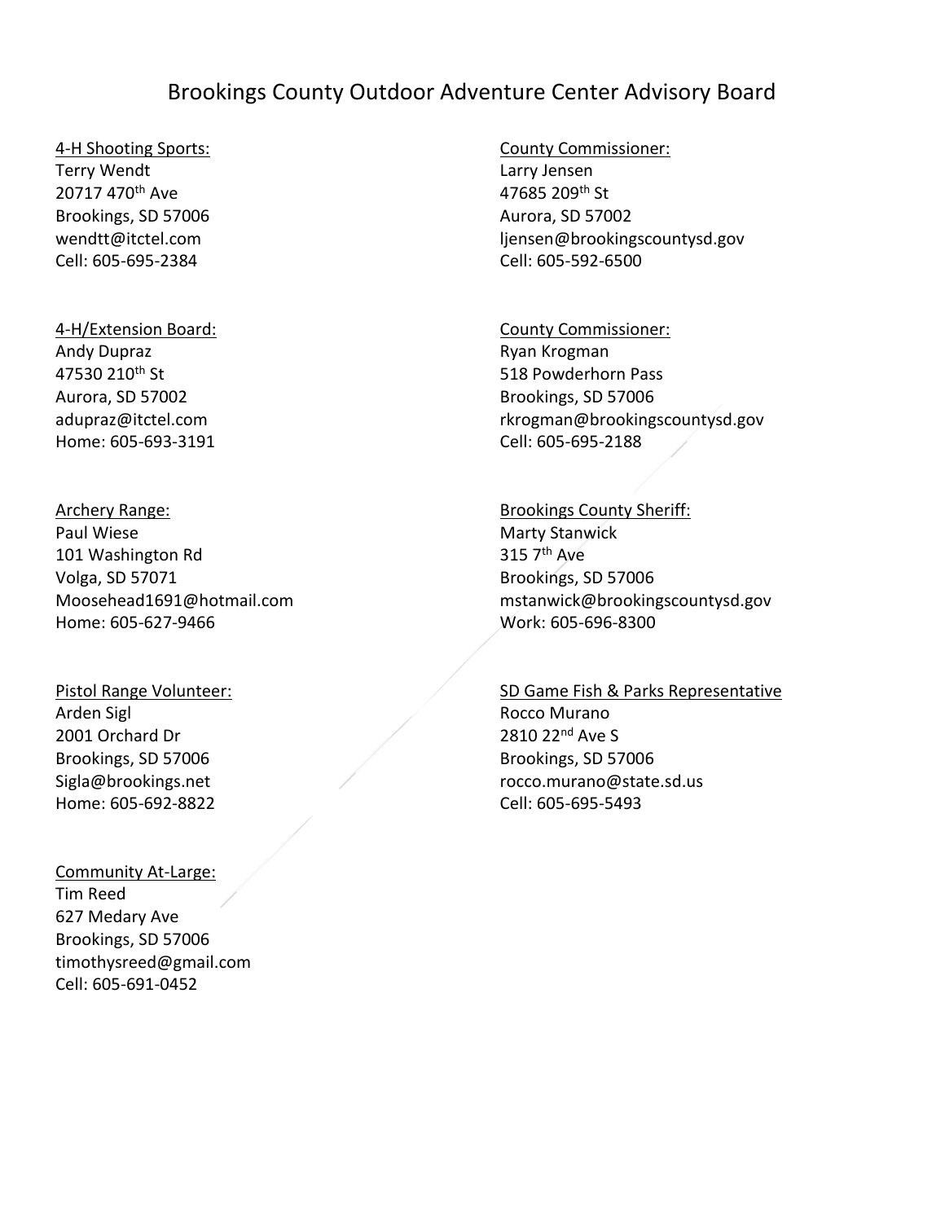# Brookings County Outdoor Adventure Center Advisory Board

4-H Shooting Sports:
Terry Wendt
20717 470th Ave
Brookings, SD 57006
wendtt@itctel.com
Cell: 605-695-2384

4-H/Extension Board:
Andy Dupraz
47530 210th St
Aurora, SD 57002
adupraz@itctel.com
Home: 605-693-3191

Archery Range:
Paul Wiese
101 Washington Rd
Volga, SD 57071
Moosehead1691@hotmail.com
Home: 605-627-9466

Pistol Range Volunteer:
Arden Sigl
2001 Orchard Dr
Brookings, SD 57006
Sigla@brookings.net
Home: 605-692-8822

Community At-Large:
Tim Reed
627 Medary Ave
Brookings, SD 57006
timothysreed@gmail.com
Cell: 605-691-0452

County Commissioner:
Larry Jensen
47685 209th St
Aurora, SD 57002
ljensen@brookingscountysd.gov
Cell: 605-592-6500

County Commissioner:
Ryan Krogman
518 Powderhorn Pass
Brookings, SD 57006
rkrogman@brookingscountysd.gov
Cell: 605-695-2188

Brookings County Sheriff:
Marty Stanwick
315 7th Ave
Brookings, SD 57006
mstanwick@brookingscountysd.gov
Work: 605-696-8300

SD Game Fish & Parks Representative
Rocco Murano
2810 22nd Ave S
Brookings, SD 57006
rocco.murano@state.sd.us
Cell: 605-695-5493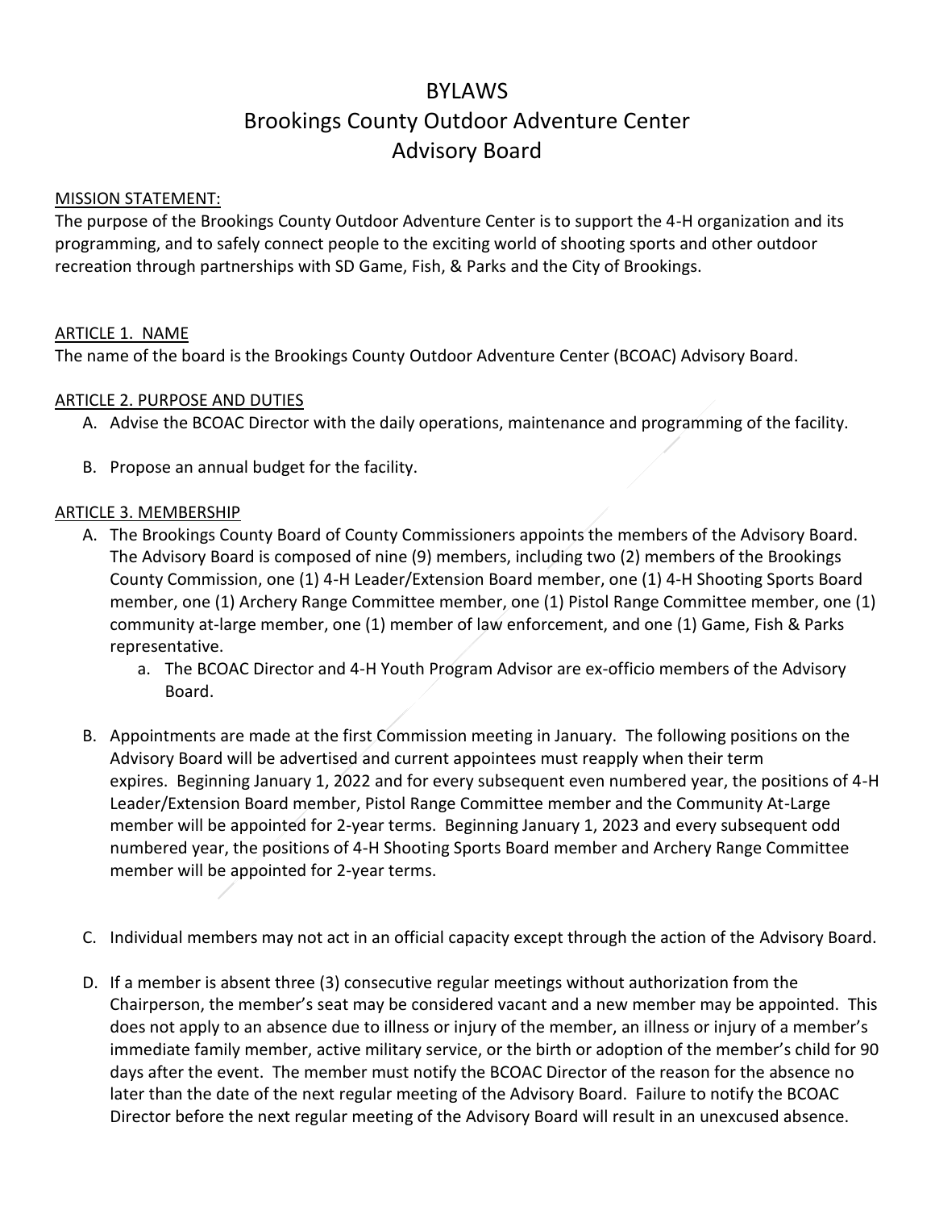# BYLAWS
# Brookings County Outdoor Adventure Center
# Advisory Board

<u>MISSION STATEMENT:</u>

The purpose of the Brookings County Outdoor Adventure Center is to support the 4-H organization and its programming, and to safely connect people to the exciting world of shooting sports and other outdoor recreation through partnerships with SD Game, Fish, & Parks and the City of Brookings.

## <u>ARTICLE 1. NAME</u>

The name of the board is the Brookings County Outdoor Adventure Center (BCOAC) Advisory Board.

## <u>ARTICLE 2. PURPOSE AND DUTIES</u>

A. Advise the BCOAC Director with the daily operations, maintenance and programming of the facility.

B. Propose an annual budget for the facility.

## <u>ARTICLE 3. MEMBERSHIP</u>

A. The Brookings County Board of County Commissioners appoints the members of the Advisory Board. The Advisory Board is composed of nine (9) members, including two (2) members of the Brookings County Commission, one (1) 4-H Leader/Extension Board member, one (1) 4-H Shooting Sports Board member, one (1) Archery Range Committee member, one (1) Pistol Range Committee member, one (1) community at-large member, one (1) member of law enforcement, and one (1) Game, Fish & Parks representative.

   a. The BCOAC Director and 4-H Youth Program Advisor are ex-officio members of the Advisory Board.

B. Appointments are made at the first Commission meeting in January. The following positions on the Advisory Board will be advertised and current appointees must reapply when their term expires. Beginning January 1, 2022 and for every subsequent even numbered year, the positions of 4-H Leader/Extension Board member, Pistol Range Committee member and the Community At-Large member will be appointed for 2-year terms. Beginning January 1, 2023 and every subsequent odd numbered year, the positions of 4-H Shooting Sports Board member and Archery Range Committee member will be appointed for 2-year terms.

C. Individual members may not act in an official capacity except through the action of the Advisory Board.

D. If a member is absent three (3) consecutive regular meetings without authorization from the Chairperson, the member's seat may be considered vacant and a new member may be appointed. This does not apply to an absence due to illness or injury of the member, an illness or injury of a member's immediate family member, active military service, or the birth or adoption of the member's child for 90 days after the event. The member must notify the BCOAC Director of the reason for the absence no later than the date of the next regular meeting of the Advisory Board. Failure to notify the BCOAC Director before the next regular meeting of the Advisory Board will result in an unexcused absence.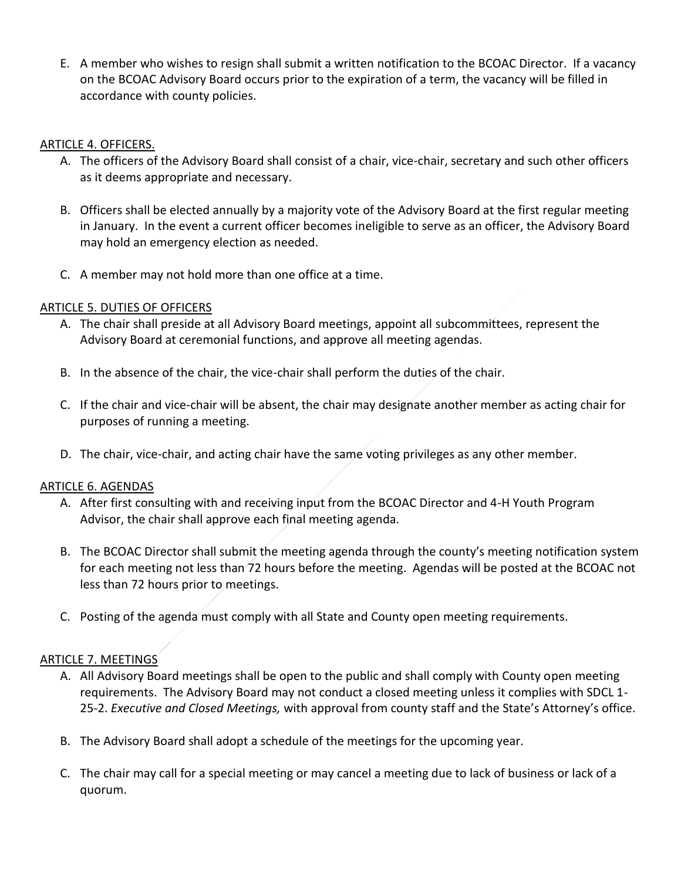E. A member who wishes to resign shall submit a written notification to the BCOAC Director. If a vacancy on the BCOAC Advisory Board occurs prior to the expiration of a term, the vacancy will be filled in accordance with county policies.

ARTICLE 4. OFFICERS.

A. The officers of the Advisory Board shall consist of a chair, vice-chair, secretary and such other officers as it deems appropriate and necessary.

B. Officers shall be elected annually by a majority vote of the Advisory Board at the first regular meeting in January. In the event a current officer becomes ineligible to serve as an officer, the Advisory Board may hold an emergency election as needed.

C. A member may not hold more than one office at a time.

ARTICLE 5. DUTIES OF OFFICERS

A. The chair shall preside at all Advisory Board meetings, appoint all subcommittees, represent the Advisory Board at ceremonial functions, and approve all meeting agendas.

B. In the absence of the chair, the vice-chair shall perform the duties of the chair.

C. If the chair and vice-chair will be absent, the chair may designate another member as acting chair for purposes of running a meeting.

D. The chair, vice-chair, and acting chair have the same voting privileges as any other member.

ARTICLE 6. AGENDAS

A. After first consulting with and receiving input from the BCOAC Director and 4-H Youth Program Advisor, the chair shall approve each final meeting agenda.

B. The BCOAC Director shall submit the meeting agenda through the county's meeting notification system for each meeting not less than 72 hours before the meeting. Agendas will be posted at the BCOAC not less than 72 hours prior to meetings.

C. Posting of the agenda must comply with all State and County open meeting requirements.

ARTICLE 7. MEETINGS

A. All Advisory Board meetings shall be open to the public and shall comply with County open meeting requirements. The Advisory Board may not conduct a closed meeting unless it complies with SDCL 1-25-2. *Executive and Closed Meetings,* with approval from county staff and the State's Attorney's office.

B. The Advisory Board shall adopt a schedule of the meetings for the upcoming year.

C. The chair may call for a special meeting or may cancel a meeting due to lack of business or lack of a quorum.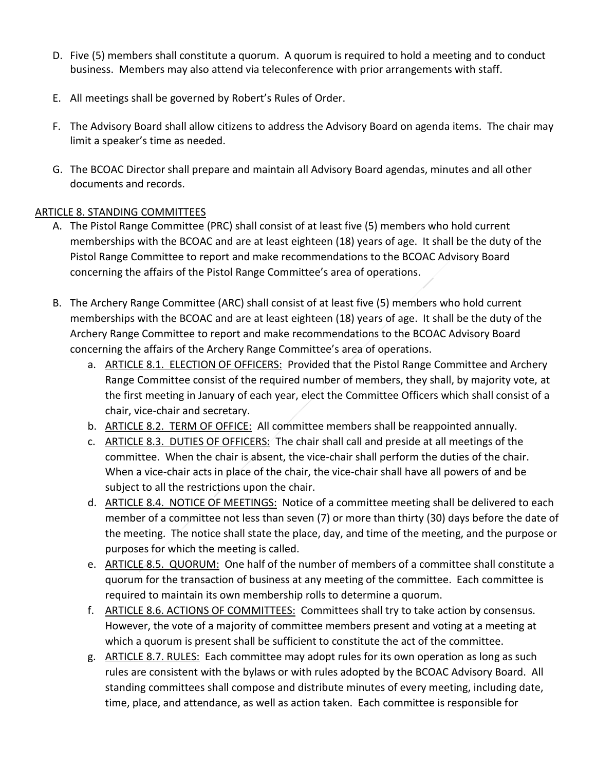D. Five (5) members shall constitute a quorum. A quorum is required to hold a meeting and to conduct business. Members may also attend via teleconference with prior arrangements with staff.

E. All meetings shall be governed by Robert's Rules of Order.

F. The Advisory Board shall allow citizens to address the Advisory Board on agenda items. The chair may limit a speaker's time as needed.

G. The BCOAC Director shall prepare and maintain all Advisory Board agendas, minutes and all other documents and records.

<u>ARTICLE 8. STANDING COMMITTEES</u>

A. The Pistol Range Committee (PRC) shall consist of at least five (5) members who hold current memberships with the BCOAC and are at least eighteen (18) years of age. It shall be the duty of the Pistol Range Committee to report and make recommendations to the BCOAC Advisory Board concerning the affairs of the Pistol Range Committee's area of operations.

B. The Archery Range Committee (ARC) shall consist of at least five (5) members who hold current memberships with the BCOAC and are at least eighteen (18) years of age. It shall be the duty of the Archery Range Committee to report and make recommendations to the BCOAC Advisory Board concerning the affairs of the Archery Range Committee's area of operations.

   a. <u>ARTICLE 8.1. ELECTION OF OFFICERS:</u> Provided that the Pistol Range Committee and Archery Range Committee consist of the required number of members, they shall, by majority vote, at the first meeting in January of each year, elect the Committee Officers which shall consist of a chair, vice-chair and secretary.
   b. <u>ARTICLE 8.2. TERM OF OFFICE:</u> All committee members shall be reappointed annually.
   c. <u>ARTICLE 8.3. DUTIES OF OFFICERS:</u> The chair shall call and preside at all meetings of the committee. When the chair is absent, the vice-chair shall perform the duties of the chair. When a vice-chair acts in place of the chair, the vice-chair shall have all powers of and be subject to all the restrictions upon the chair.
   d. <u>ARTICLE 8.4. NOTICE OF MEETINGS:</u> Notice of a committee meeting shall be delivered to each member of a committee not less than seven (7) or more than thirty (30) days before the date of the meeting. The notice shall state the place, day, and time of the meeting, and the purpose or purposes for which the meeting is called.
   e. <u>ARTICLE 8.5. QUORUM:</u> One half of the number of members of a committee shall constitute a quorum for the transaction of business at any meeting of the committee. Each committee is required to maintain its own membership rolls to determine a quorum.
   f. <u>ARTICLE 8.6. ACTIONS OF COMMITTEES:</u> Committees shall try to take action by consensus. However, the vote of a majority of committee members present and voting at a meeting at which a quorum is present shall be sufficient to constitute the act of the committee.
   g. <u>ARTICLE 8.7. RULES:</u> Each committee may adopt rules for its own operation as long as such rules are consistent with the bylaws or with rules adopted by the BCOAC Advisory Board. All standing committees shall compose and distribute minutes of every meeting, including date, time, place, and attendance, as well as action taken. Each committee is responsible for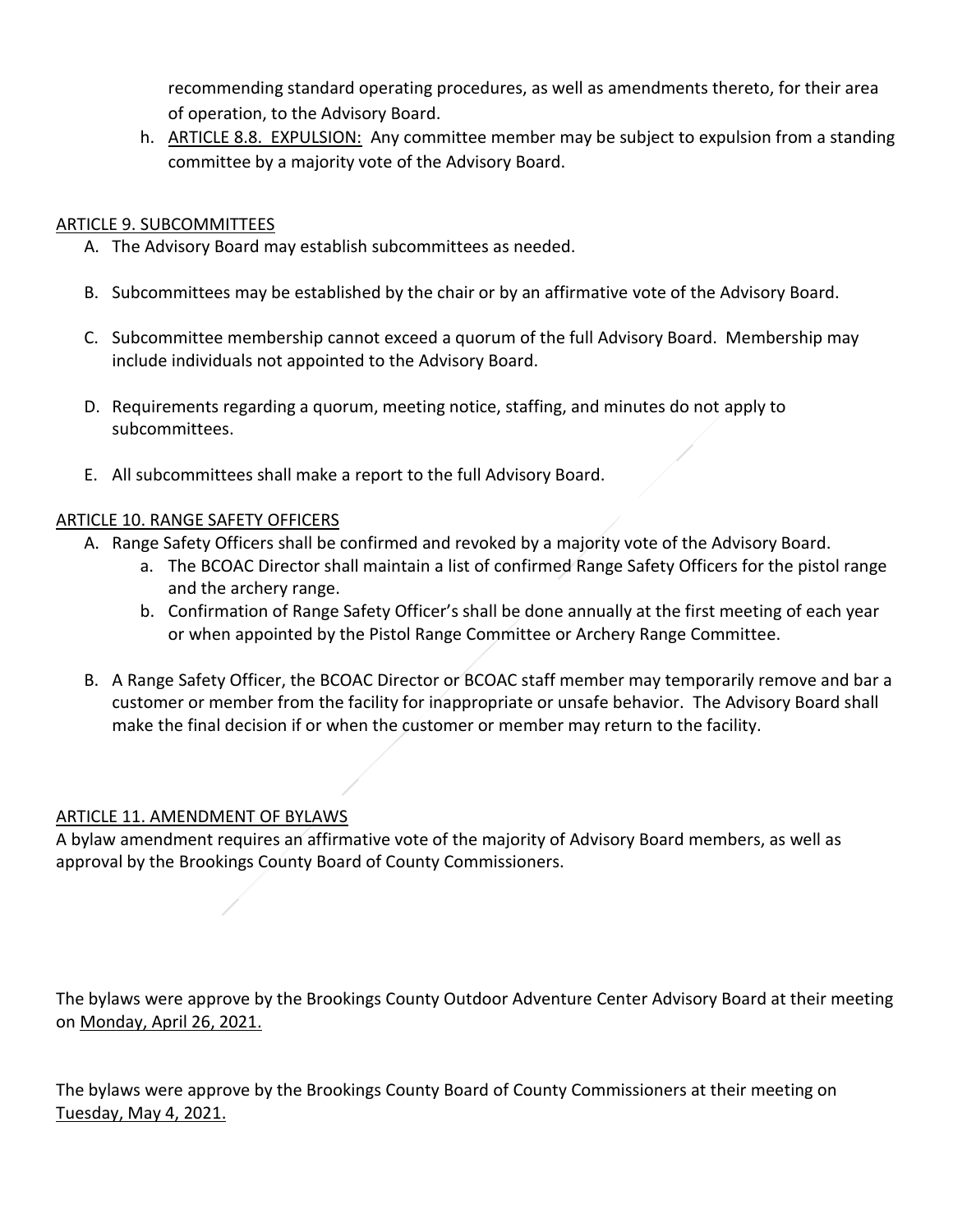recommending standard operating procedures, as well as amendments thereto, for their area of operation, to the Advisory Board.

h. ARTICLE 8.8. EXPULSION: Any committee member may be subject to expulsion from a standing committee by a majority vote of the Advisory Board.

## ARTICLE 9. SUBCOMMITTEES

A. The Advisory Board may establish subcommittees as needed.

B. Subcommittees may be established by the chair or by an affirmative vote of the Advisory Board.

C. Subcommittee membership cannot exceed a quorum of the full Advisory Board. Membership may include individuals not appointed to the Advisory Board.

D. Requirements regarding a quorum, meeting notice, staffing, and minutes do not apply to subcommittees.

E. All subcommittees shall make a report to the full Advisory Board.

## ARTICLE 10. RANGE SAFETY OFFICERS

A. Range Safety Officers shall be confirmed and revoked by a majority vote of the Advisory Board.
   a. The BCOAC Director shall maintain a list of confirmed Range Safety Officers for the pistol range and the archery range.
   b. Confirmation of Range Safety Officer's shall be done annually at the first meeting of each year or when appointed by the Pistol Range Committee or Archery Range Committee.

B. A Range Safety Officer, the BCOAC Director or BCOAC staff member may temporarily remove and bar a customer or member from the facility for inappropriate or unsafe behavior. The Advisory Board shall make the final decision if or when the customer or member may return to the facility.

## ARTICLE 11. AMENDMENT OF BYLAWS

A bylaw amendment requires an affirmative vote of the majority of Advisory Board members, as well as approval by the Brookings County Board of County Commissioners.

The bylaws were approve by the Brookings County Outdoor Adventure Center Advisory Board at their meeting on Monday, April 26, 2021.

The bylaws were approve by the Brookings County Board of County Commissioners at their meeting on Tuesday, May 4, 2021.